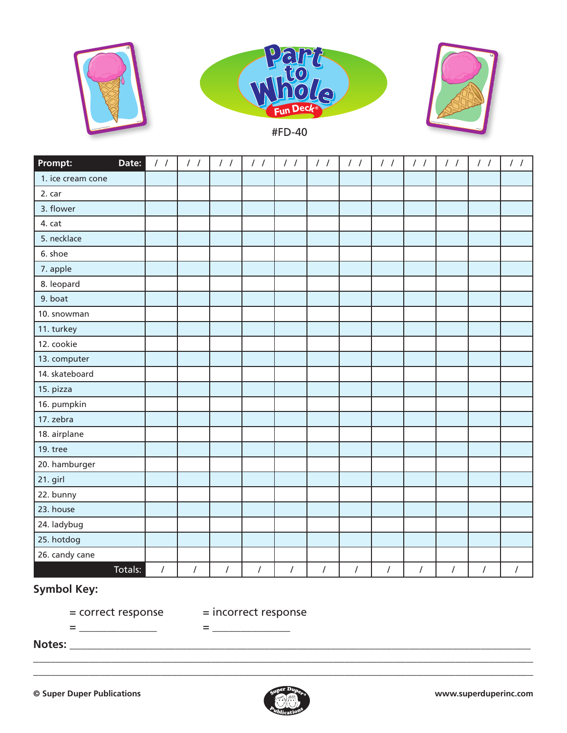# Part to Whole Fun Deck®

#FD-40

| Prompt: Date: | / / | / / | / / | / / | / / | / / | / / | / / | / / | / / | / / | / / |
|---|---|---|---|---|---|---|---|---|---|---|---|---|
| 1. ice cream cone | | | | | | | | | | | | |
| 2. car | | | | | | | | | | | | |
| 3. flower | | | | | | | | | | | | |
| 4. cat | | | | | | | | | | | | |
| 5. necklace | | | | | | | | | | | | |
| 6. shoe | | | | | | | | | | | | |
| 7. apple | | | | | | | | | | | | |
| 8. leopard | | | | | | | | | | | | |
| 9. boat | | | | | | | | | | | | |
| 10. snowman | | | | | | | | | | | | |
| 11. turkey | | | | | | | | | | | | |
| 12. cookie | | | | | | | | | | | | |
| 13. computer | | | | | | | | | | | | |
| 14. skateboard | | | | | | | | | | | | |
| 15. pizza | | | | | | | | | | | | |
| 16. pumpkin | | | | | | | | | | | | |
| 17. zebra | | | | | | | | | | | | |
| 18. airplane | | | | | | | | | | | | |
| 19. tree | | | | | | | | | | | | |
| 20. hamburger | | | | | | | | | | | | |
| 21. girl | | | | | | | | | | | | |
| 22. bunny | | | | | | | | | | | | |
| 23. house | | | | | | | | | | | | |
| 24. ladybug | | | | | | | | | | | | |
| 25. hotdog | | | | | | | | | | | | |
| 26. candy cane | | | | | | | | | | | | |
| Totals: | / | / | / | / | / | / | / | / | / | / | / | / |

**Symbol Key:**

= correct response    = incorrect response

= ______________    = ______________

**Notes:** ____________________________________________________________________________

______________________________________________________________________________________

______________________________________________________________________________________

**© Super Duper Publications**    **www.superduperinc.com**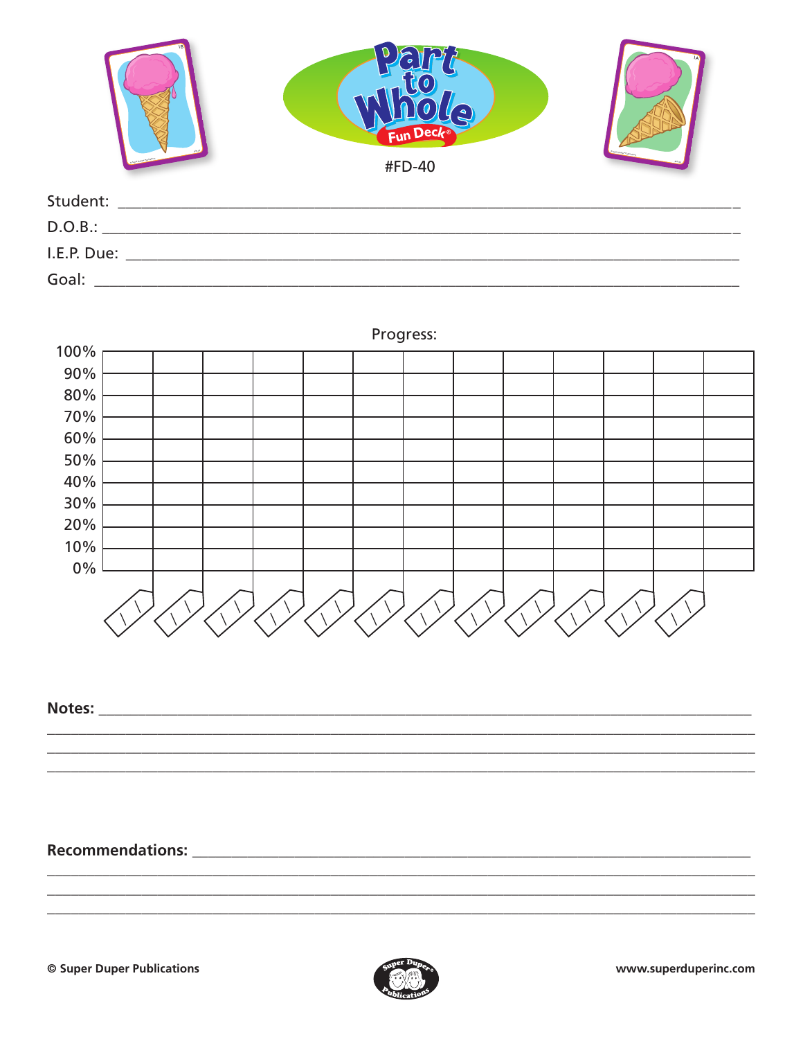Part to Whole Fun Deck®

#FD-40

Student: \_\_\_\_\_\_\_\_\_\_\_\_\_\_\_\_\_\_\_\_\_\_\_\_\_\_\_\_\_\_\_\_\_\_\_\_\_\_\_\_

D.O.B.: \_\_\_\_\_\_\_\_\_\_\_\_\_\_\_\_\_\_\_\_\_\_\_\_\_\_\_\_\_\_\_\_\_\_\_\_\_\_\_\_

I.E.P. Due: \_\_\_\_\_\_\_\_\_\_\_\_\_\_\_\_\_\_\_\_\_\_\_\_\_\_\_\_\_\_\_\_\_\_\_\_\_\_\_\_

Goal: \_\_\_\_\_\_\_\_\_\_\_\_\_\_\_\_\_\_\_\_\_\_\_\_\_\_\_\_\_\_\_\_\_\_\_\_\_\_\_\_

Progress:

100%
90%
80%
70%
60%
50%
40%
30%
20%
10%
0%

**Notes:** \_\_\_\_\_\_\_\_\_\_\_\_\_\_\_\_\_\_\_\_\_\_\_\_\_\_\_\_\_\_\_\_\_\_\_\_\_\_\_\_

\_\_\_\_\_\_\_\_\_\_\_\_\_\_\_\_\_\_\_\_\_\_\_\_\_\_\_\_\_\_\_\_\_\_\_\_\_\_\_\_\_\_\_\_\_\_\_\_

\_\_\_\_\_\_\_\_\_\_\_\_\_\_\_\_\_\_\_\_\_\_\_\_\_\_\_\_\_\_\_\_\_\_\_\_\_\_\_\_\_\_\_\_\_\_\_\_

\_\_\_\_\_\_\_\_\_\_\_\_\_\_\_\_\_\_\_\_\_\_\_\_\_\_\_\_\_\_\_\_\_\_\_\_\_\_\_\_\_\_\_\_\_\_\_\_

**Recommendations:** \_\_\_\_\_\_\_\_\_\_\_\_\_\_\_\_\_\_\_\_\_\_\_\_\_\_\_\_\_\_\_\_\_\_\_\_\_\_\_\_

\_\_\_\_\_\_\_\_\_\_\_\_\_\_\_\_\_\_\_\_\_\_\_\_\_\_\_\_\_\_\_\_\_\_\_\_\_\_\_\_\_\_\_\_\_\_\_\_

\_\_\_\_\_\_\_\_\_\_\_\_\_\_\_\_\_\_\_\_\_\_\_\_\_\_\_\_\_\_\_\_\_\_\_\_\_\_\_\_\_\_\_\_\_\_\_\_

\_\_\_\_\_\_\_\_\_\_\_\_\_\_\_\_\_\_\_\_\_\_\_\_\_\_\_\_\_\_\_\_\_\_\_\_\_\_\_\_\_\_\_\_\_\_\_\_

**© Super Duper Publications** **www.superduperinc.com**